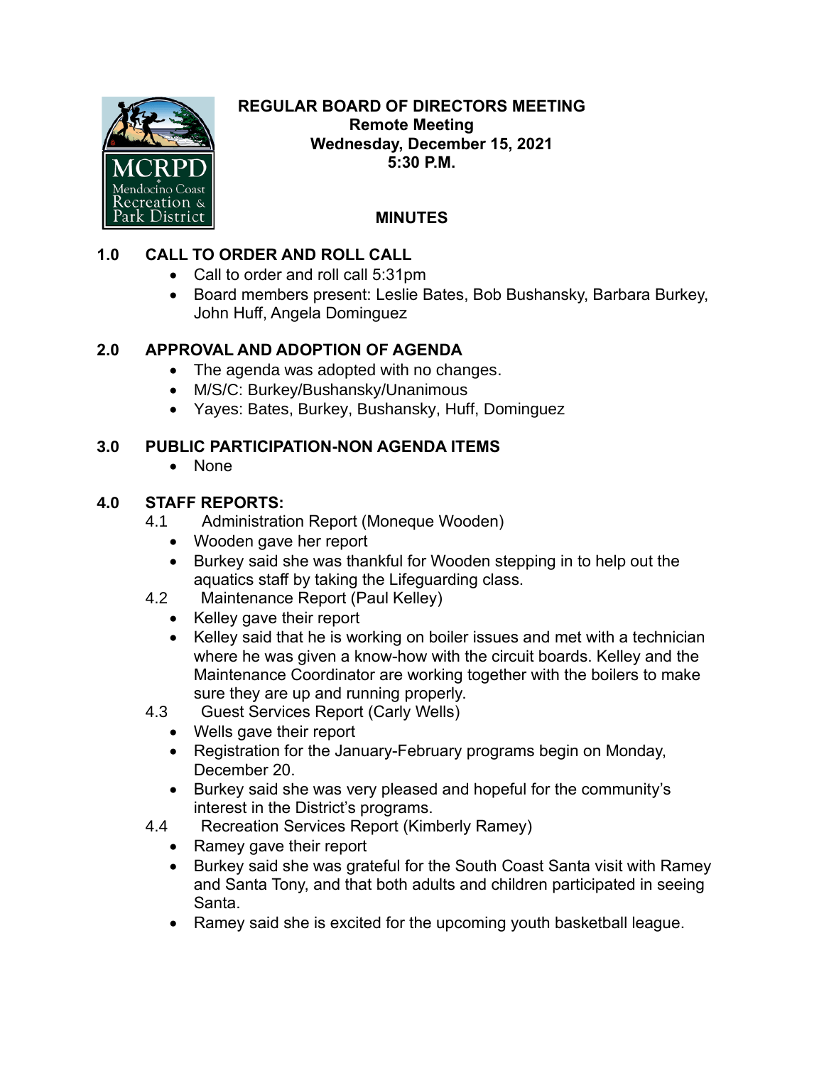# REGULAR BOARD OF DIRECTORS MEETING

**Remote Meeting**
**Wednesday, December 15, 2021**
**5:30 P.M.**

## MINUTES

## 1.0 CALL TO ORDER AND ROLL CALL

- Call to order and roll call 5:31pm
- Board members present: Leslie Bates, Bob Bushansky, Barbara Burkey, John Huff, Angela Dominguez

## 2.0 APPROVAL AND ADOPTION OF AGENDA

- The agenda was adopted with no changes.
- M/S/C: Burkey/Bushansky/Unanimous
- Yayes: Bates, Burkey, Bushansky, Huff, Dominguez

## 3.0 PUBLIC PARTICIPATION-NON AGENDA ITEMS

- None

## 4.0 STAFF REPORTS:

4.1 Administration Report (Moneque Wooden)

- Wooden gave her report
- Burkey said she was thankful for Wooden stepping in to help out the aquatics staff by taking the Lifeguarding class.

4.2 Maintenance Report (Paul Kelley)

- Kelley gave their report
- Kelley said that he is working on boiler issues and met with a technician where he was given a know-how with the circuit boards. Kelley and the Maintenance Coordinator are working together with the boilers to make sure they are up and running properly.

4.3 Guest Services Report (Carly Wells)

- Wells gave their report
- Registration for the January-February programs begin on Monday, December 20.
- Burkey said she was very pleased and hopeful for the community's interest in the District's programs.

4.4 Recreation Services Report (Kimberly Ramey)

- Ramey gave their report
- Burkey said she was grateful for the South Coast Santa visit with Ramey and Santa Tony, and that both adults and children participated in seeing Santa.
- Ramey said she is excited for the upcoming youth basketball league.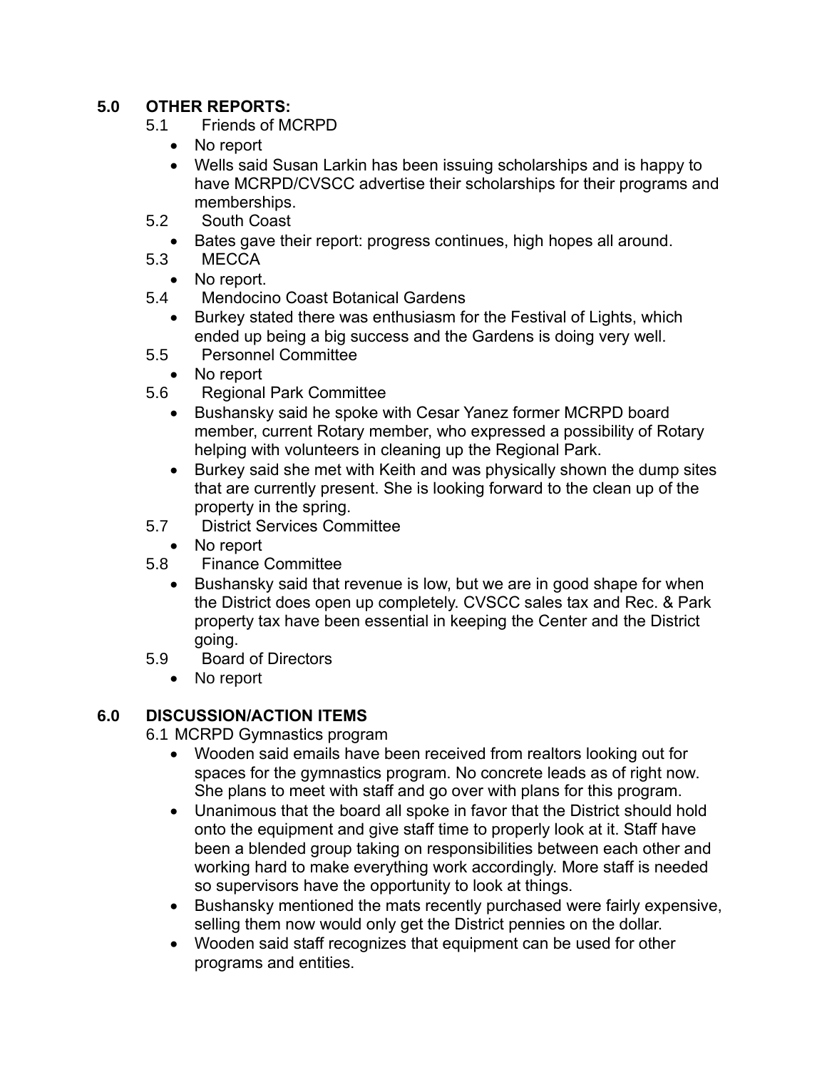## 5.0 OTHER REPORTS:

5.1 Friends of MCRPD

- No report
- Wells said Susan Larkin has been issuing scholarships and is happy to have MCRPD/CVSCC advertise their scholarships for their programs and memberships.

5.2 South Coast

- Bates gave their report: progress continues, high hopes all around.

5.3 MECCA

- No report.

5.4 Mendocino Coast Botanical Gardens

- Burkey stated there was enthusiasm for the Festival of Lights, which ended up being a big success and the Gardens is doing very well.

5.5 Personnel Committee

- No report

5.6 Regional Park Committee

- Bushansky said he spoke with Cesar Yanez former MCRPD board member, current Rotary member, who expressed a possibility of Rotary helping with volunteers in cleaning up the Regional Park.
- Burkey said she met with Keith and was physically shown the dump sites that are currently present. She is looking forward to the clean up of the property in the spring.

5.7 District Services Committee

- No report

5.8 Finance Committee

- Bushansky said that revenue is low, but we are in good shape for when the District does open up completely. CVSCC sales tax and Rec. & Park property tax have been essential in keeping the Center and the District going.

5.9 Board of Directors

- No report

## 6.0 DISCUSSION/ACTION ITEMS

6.1 MCRPD Gymnastics program

- Wooden said emails have been received from realtors looking out for spaces for the gymnastics program. No concrete leads as of right now. She plans to meet with staff and go over with plans for this program.
- Unanimous that the board all spoke in favor that the District should hold onto the equipment and give staff time to properly look at it. Staff have been a blended group taking on responsibilities between each other and working hard to make everything work accordingly. More staff is needed so supervisors have the opportunity to look at things.
- Bushansky mentioned the mats recently purchased were fairly expensive, selling them now would only get the District pennies on the dollar.
- Wooden said staff recognizes that equipment can be used for other programs and entities.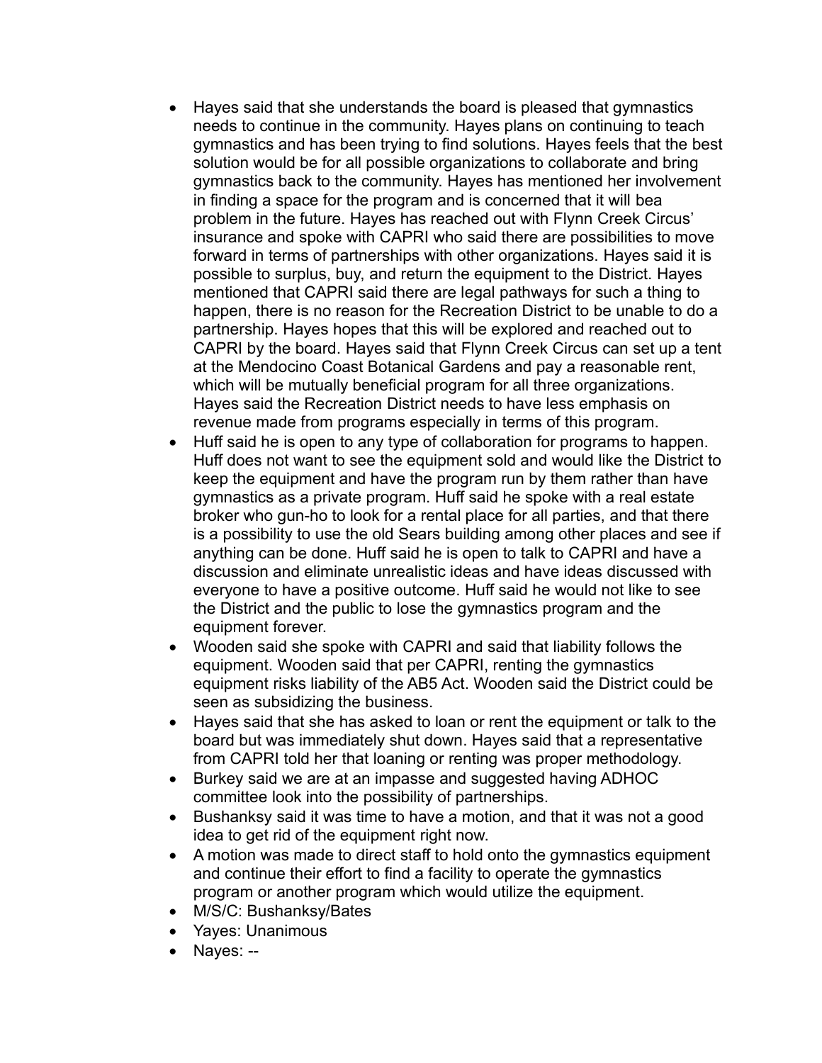- Hayes said that she understands the board is pleased that gymnastics needs to continue in the community. Hayes plans on continuing to teach gymnastics and has been trying to find solutions. Hayes feels that the best solution would be for all possible organizations to collaborate and bring gymnastics back to the community. Hayes has mentioned her involvement in finding a space for the program and is concerned that it will bea problem in the future. Hayes has reached out with Flynn Creek Circus' insurance and spoke with CAPRI who said there are possibilities to move forward in terms of partnerships with other organizations. Hayes said it is possible to surplus, buy, and return the equipment to the District. Hayes mentioned that CAPRI said there are legal pathways for such a thing to happen, there is no reason for the Recreation District to be unable to do a partnership. Hayes hopes that this will be explored and reached out to CAPRI by the board. Hayes said that Flynn Creek Circus can set up a tent at the Mendocino Coast Botanical Gardens and pay a reasonable rent, which will be mutually beneficial program for all three organizations. Hayes said the Recreation District needs to have less emphasis on revenue made from programs especially in terms of this program.
- Huff said he is open to any type of collaboration for programs to happen. Huff does not want to see the equipment sold and would like the District to keep the equipment and have the program run by them rather than have gymnastics as a private program. Huff said he spoke with a real estate broker who gun-ho to look for a rental place for all parties, and that there is a possibility to use the old Sears building among other places and see if anything can be done. Huff said he is open to talk to CAPRI and have a discussion and eliminate unrealistic ideas and have ideas discussed with everyone to have a positive outcome. Huff said he would not like to see the District and the public to lose the gymnastics program and the equipment forever.
- Wooden said she spoke with CAPRI and said that liability follows the equipment. Wooden said that per CAPRI, renting the gymnastics equipment risks liability of the AB5 Act. Wooden said the District could be seen as subsidizing the business.
- Hayes said that she has asked to loan or rent the equipment or talk to the board but was immediately shut down. Hayes said that a representative from CAPRI told her that loaning or renting was proper methodology.
- Burkey said we are at an impasse and suggested having ADHOC committee look into the possibility of partnerships.
- Bushanksy said it was time to have a motion, and that it was not a good idea to get rid of the equipment right now.
- A motion was made to direct staff to hold onto the gymnastics equipment and continue their effort to find a facility to operate the gymnastics program or another program which would utilize the equipment.
- M/S/C: Bushanksy/Bates
- Yayes: Unanimous
- Nayes: --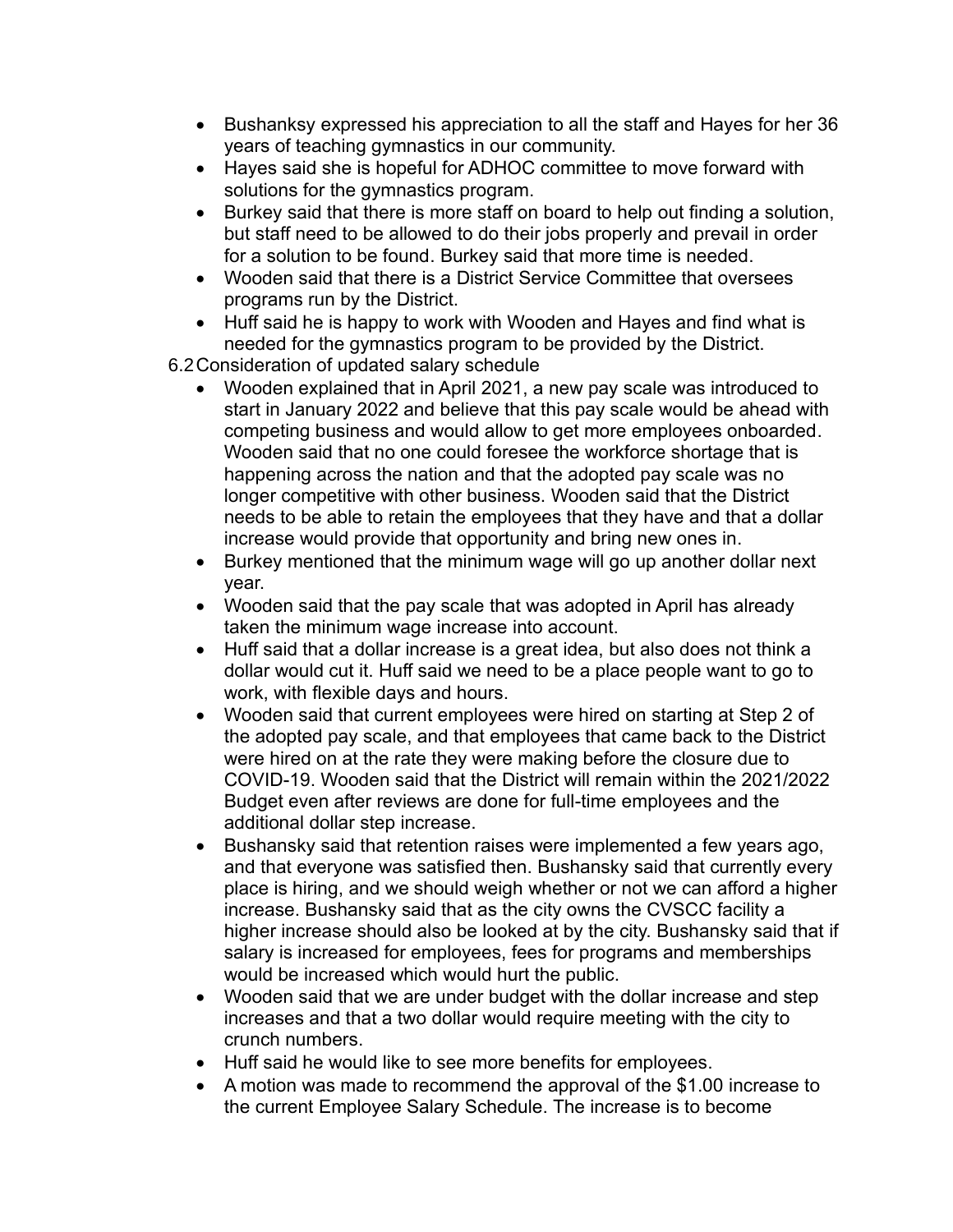- Bushanksy expressed his appreciation to all the staff and Hayes for her 36 years of teaching gymnastics in our community.
- Hayes said she is hopeful for ADHOC committee to move forward with solutions for the gymnastics program.
- Burkey said that there is more staff on board to help out finding a solution, but staff need to be allowed to do their jobs properly and prevail in order for a solution to be found. Burkey said that more time is needed.
- Wooden said that there is a District Service Committee that oversees programs run by the District.
- Huff said he is happy to work with Wooden and Hayes and find what is needed for the gymnastics program to be provided by the District.

6.2 Consideration of updated salary schedule

- Wooden explained that in April 2021, a new pay scale was introduced to start in January 2022 and believe that this pay scale would be ahead with competing business and would allow to get more employees onboarded. Wooden said that no one could foresee the workforce shortage that is happening across the nation and that the adopted pay scale was no longer competitive with other business. Wooden said that the District needs to be able to retain the employees that they have and that a dollar increase would provide that opportunity and bring new ones in.
- Burkey mentioned that the minimum wage will go up another dollar next year.
- Wooden said that the pay scale that was adopted in April has already taken the minimum wage increase into account.
- Huff said that a dollar increase is a great idea, but also does not think a dollar would cut it. Huff said we need to be a place people want to go to work, with flexible days and hours.
- Wooden said that current employees were hired on starting at Step 2 of the adopted pay scale, and that employees that came back to the District were hired on at the rate they were making before the closure due to COVID-19. Wooden said that the District will remain within the 2021/2022 Budget even after reviews are done for full-time employees and the additional dollar step increase.
- Bushansky said that retention raises were implemented a few years ago, and that everyone was satisfied then. Bushansky said that currently every place is hiring, and we should weigh whether or not we can afford a higher increase. Bushansky said that as the city owns the CVSCC facility a higher increase should also be looked at by the city. Bushansky said that if salary is increased for employees, fees for programs and memberships would be increased which would hurt the public.
- Wooden said that we are under budget with the dollar increase and step increases and that a two dollar would require meeting with the city to crunch numbers.
- Huff said he would like to see more benefits for employees.
- A motion was made to recommend the approval of the $1.00 increase to the current Employee Salary Schedule. The increase is to become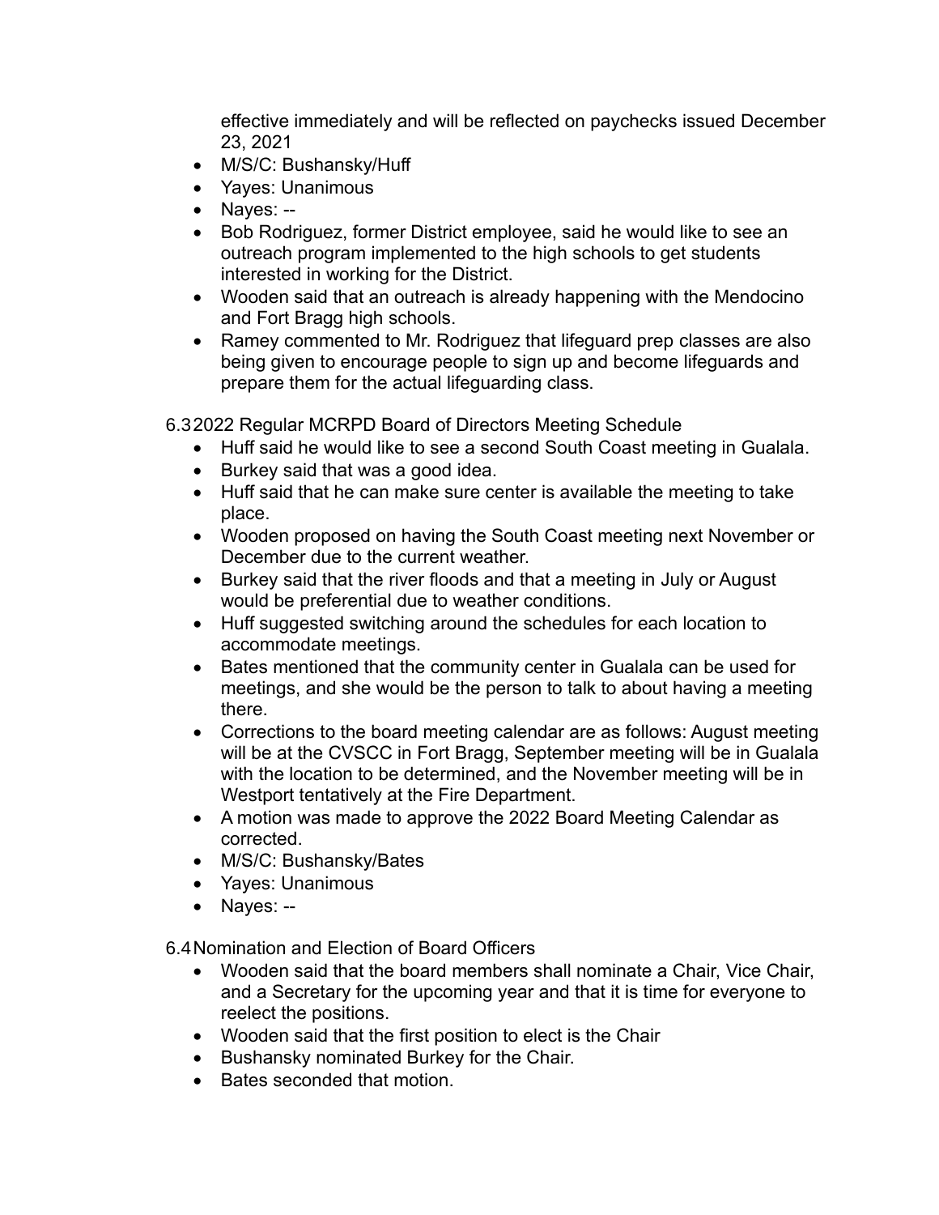effective immediately and will be reflected on paychecks issued December 23, 2021

- M/S/C: Bushansky/Huff
- Yayes: Unanimous
- Nayes: --
- Bob Rodriguez, former District employee, said he would like to see an outreach program implemented to the high schools to get students interested in working for the District.
- Wooden said that an outreach is already happening with the Mendocino and Fort Bragg high schools.
- Ramey commented to Mr. Rodriguez that lifeguard prep classes are also being given to encourage people to sign up and become lifeguards and prepare them for the actual lifeguarding class.

6.3 2022 Regular MCRPD Board of Directors Meeting Schedule

- Huff said he would like to see a second South Coast meeting in Gualala.
- Burkey said that was a good idea.
- Huff said that he can make sure center is available the meeting to take place.
- Wooden proposed on having the South Coast meeting next November or December due to the current weather.
- Burkey said that the river floods and that a meeting in July or August would be preferential due to weather conditions.
- Huff suggested switching around the schedules for each location to accommodate meetings.
- Bates mentioned that the community center in Gualala can be used for meetings, and she would be the person to talk to about having a meeting there.
- Corrections to the board meeting calendar are as follows: August meeting will be at the CVSCC in Fort Bragg, September meeting will be in Gualala with the location to be determined, and the November meeting will be in Westport tentatively at the Fire Department.
- A motion was made to approve the 2022 Board Meeting Calendar as corrected.
- M/S/C: Bushansky/Bates
- Yayes: Unanimous
- Nayes: --

6.4 Nomination and Election of Board Officers

- Wooden said that the board members shall nominate a Chair, Vice Chair, and a Secretary for the upcoming year and that it is time for everyone to reelect the positions.
- Wooden said that the first position to elect is the Chair
- Bushansky nominated Burkey for the Chair.
- Bates seconded that motion.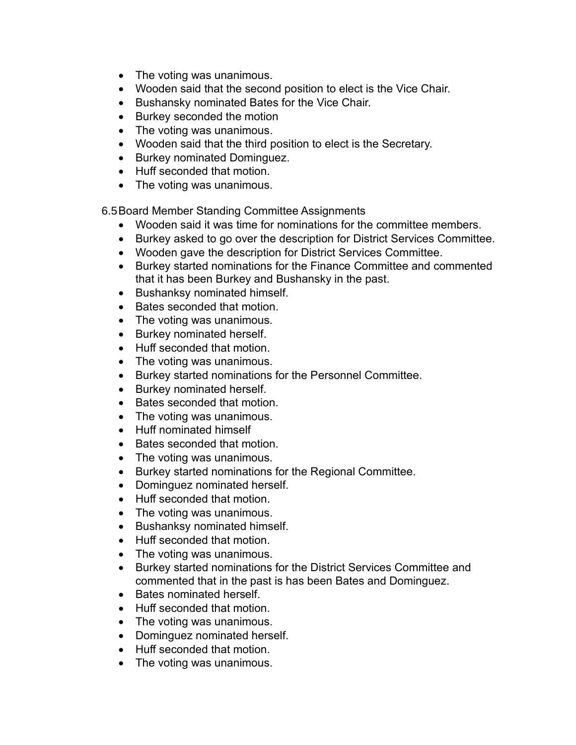- The voting was unanimous.
- Wooden said that the second position to elect is the Vice Chair.
- Bushansky nominated Bates for the Vice Chair.
- Burkey seconded the motion
- The voting was unanimous.
- Wooden said that the third position to elect is the Secretary.
- Burkey nominated Dominguez.
- Huff seconded that motion.
- The voting was unanimous.

6.5 Board Member Standing Committee Assignments

- Wooden said it was time for nominations for the committee members.
- Burkey asked to go over the description for District Services Committee.
- Wooden gave the description for District Services Committee.
- Burkey started nominations for the Finance Committee and commented that it has been Burkey and Bushansky in the past.
- Bushanksy nominated himself.
- Bates seconded that motion.
- The voting was unanimous.
- Burkey nominated herself.
- Huff seconded that motion.
- The voting was unanimous.
- Burkey started nominations for the Personnel Committee.
- Burkey nominated herself.
- Bates seconded that motion.
- The voting was unanimous.
- Huff nominated himself
- Bates seconded that motion.
- The voting was unanimous.
- Burkey started nominations for the Regional Committee.
- Dominguez nominated herself.
- Huff seconded that motion.
- The voting was unanimous.
- Bushanksy nominated himself.
- Huff seconded that motion.
- The voting was unanimous.
- Burkey started nominations for the District Services Committee and commented that in the past is has been Bates and Dominguez.
- Bates nominated herself.
- Huff seconded that motion.
- The voting was unanimous.
- Dominguez nominated herself.
- Huff seconded that motion.
- The voting was unanimous.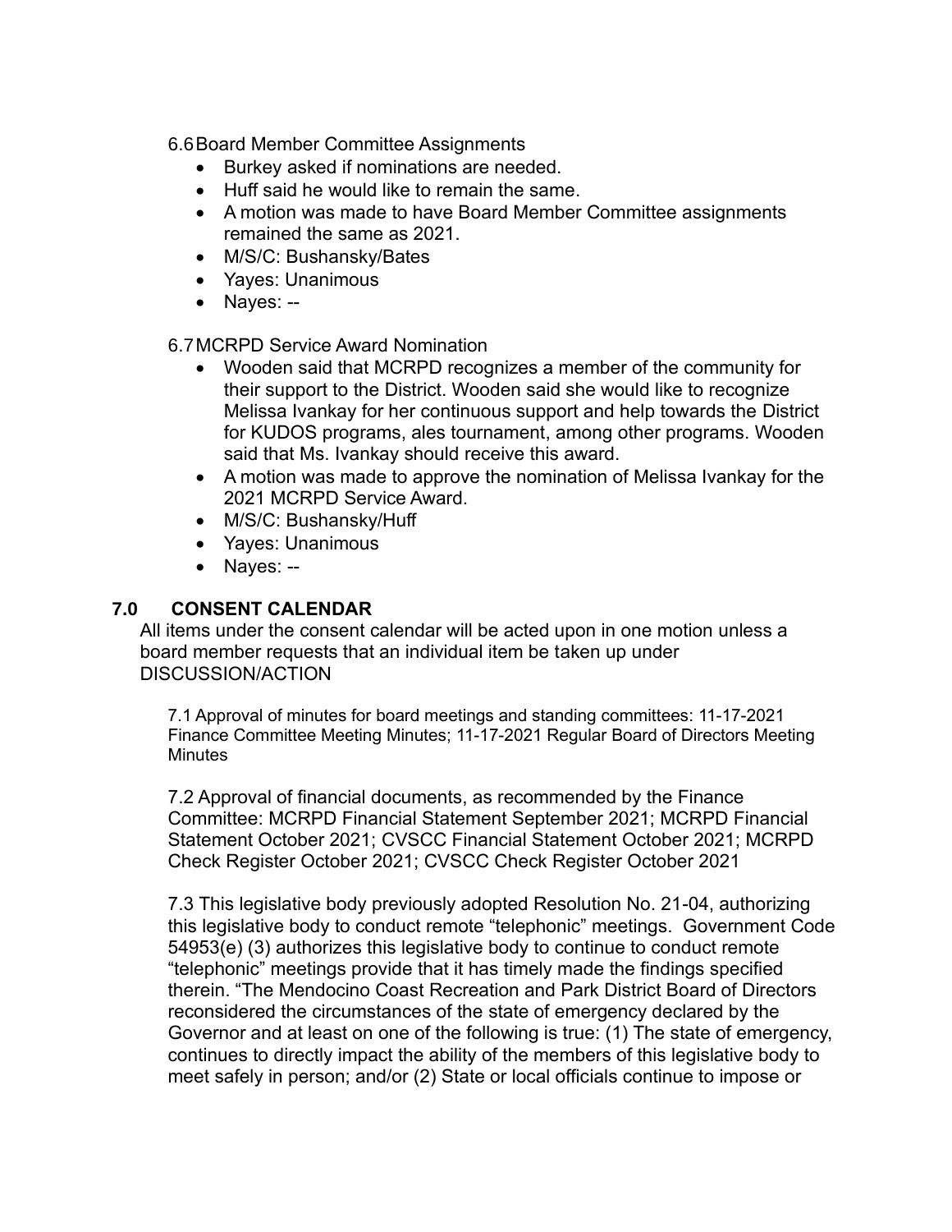6.6 Board Member Committee Assignments

- Burkey asked if nominations are needed.
- Huff said he would like to remain the same.
- A motion was made to have Board Member Committee assignments remained the same as 2021.
- M/S/C: Bushansky/Bates
- Yayes: Unanimous
- Nayes: --

6.7 MCRPD Service Award Nomination

- Wooden said that MCRPD recognizes a member of the community for their support to the District. Wooden said she would like to recognize Melissa Ivankay for her continuous support and help towards the District for KUDOS programs, ales tournament, among other programs. Wooden said that Ms. Ivankay should receive this award.
- A motion was made to approve the nomination of Melissa Ivankay for the 2021 MCRPD Service Award.
- M/S/C: Bushansky/Huff
- Yayes: Unanimous
- Nayes: --

## 7.0 CONSENT CALENDAR

All items under the consent calendar will be acted upon in one motion unless a board member requests that an individual item be taken up under DISCUSSION/ACTION

7.1 Approval of minutes for board meetings and standing committees: 11-17-2021 Finance Committee Meeting Minutes; 11-17-2021 Regular Board of Directors Meeting Minutes

7.2 Approval of financial documents, as recommended by the Finance Committee: MCRPD Financial Statement September 2021; MCRPD Financial Statement October 2021; CVSCC Financial Statement October 2021; MCRPD Check Register October 2021; CVSCC Check Register October 2021

7.3 This legislative body previously adopted Resolution No. 21-04, authorizing this legislative body to conduct remote "telephonic" meetings. Government Code 54953(e) (3) authorizes this legislative body to continue to conduct remote "telephonic" meetings provide that it has timely made the findings specified therein. "The Mendocino Coast Recreation and Park District Board of Directors reconsidered the circumstances of the state of emergency declared by the Governor and at least on one of the following is true: (1) The state of emergency, continues to directly impact the ability of the members of this legislative body to meet safely in person; and/or (2) State or local officials continue to impose or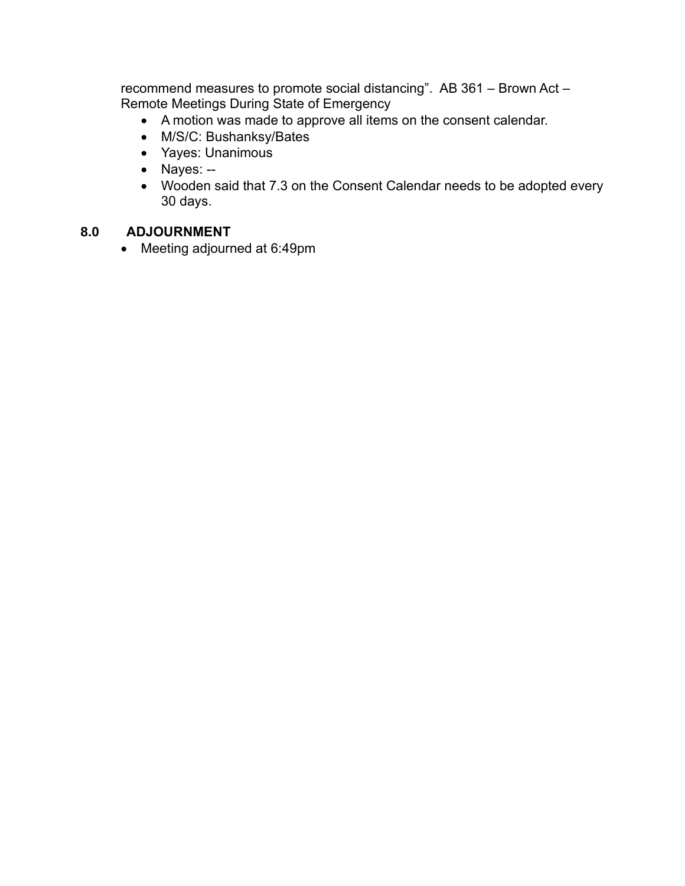recommend measures to promote social distancing". AB 361 – Brown Act – Remote Meetings During State of Emergency

- A motion was made to approve all items on the consent calendar.
- M/S/C: Bushanksy/Bates
- Yayes: Unanimous
- Nayes: --
- Wooden said that 7.3 on the Consent Calendar needs to be adopted every 30 days.

## 8.0 ADJOURNMENT

- Meeting adjourned at 6:49pm